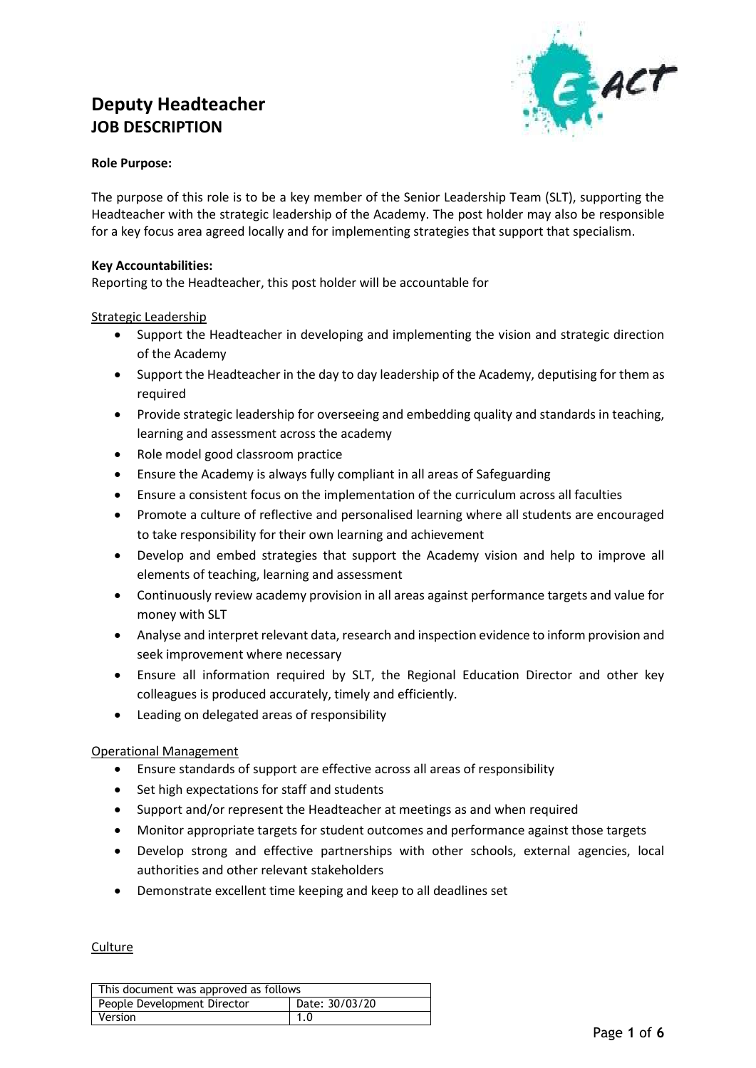# Deputy Headteacher
## JOB DESCRIPTION

**Role Purpose:**

The purpose of this role is to be a key member of the Senior Leadership Team (SLT), supporting the Headteacher with the strategic leadership of the Academy. The post holder may also be responsible for a key focus area agreed locally and for implementing strategies that support that specialism.

**Key Accountabilities:**
Reporting to the Headteacher, this post holder will be accountable for

Strategic Leadership

- Support the Headteacher in developing and implementing the vision and strategic direction of the Academy
- Support the Headteacher in the day to day leadership of the Academy, deputising for them as required
- Provide strategic leadership for overseeing and embedding quality and standards in teaching, learning and assessment across the academy
- Role model good classroom practice
- Ensure the Academy is always fully compliant in all areas of Safeguarding
- Ensure a consistent focus on the implementation of the curriculum across all faculties
- Promote a culture of reflective and personalised learning where all students are encouraged to take responsibility for their own learning and achievement
- Develop and embed strategies that support the Academy vision and help to improve all elements of teaching, learning and assessment
- Continuously review academy provision in all areas against performance targets and value for money with SLT
- Analyse and interpret relevant data, research and inspection evidence to inform provision and seek improvement where necessary
- Ensure all information required by SLT, the Regional Education Director and other key colleagues is produced accurately, timely and efficiently.
- Leading on delegated areas of responsibility

Operational Management

- Ensure standards of support are effective across all areas of responsibility
- Set high expectations for staff and students
- Support and/or represent the Headteacher at meetings as and when required
- Monitor appropriate targets for student outcomes and performance against those targets
- Develop strong and effective partnerships with other schools, external agencies, local authorities and other relevant stakeholders
- Demonstrate excellent time keeping and keep to all deadlines set

Culture

| This document was approved as follows | |
|---|---|
| People Development Director | Date: 30/03/20 |
| Version | 1.0 |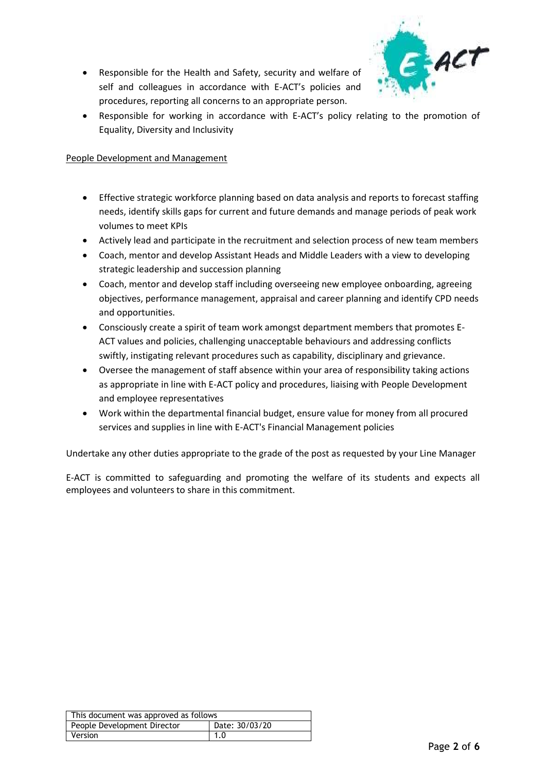- Responsible for the Health and Safety, security and welfare of self and colleagues in accordance with E-ACT's policies and procedures, reporting all concerns to an appropriate person.
- Responsible for working in accordance with E-ACT's policy relating to the promotion of Equality, Diversity and Inclusivity

People Development and Management

- Effective strategic workforce planning based on data analysis and reports to forecast staffing needs, identify skills gaps for current and future demands and manage periods of peak work volumes to meet KPIs
- Actively lead and participate in the recruitment and selection process of new team members
- Coach, mentor and develop Assistant Heads and Middle Leaders with a view to developing strategic leadership and succession planning
- Coach, mentor and develop staff including overseeing new employee onboarding, agreeing objectives, performance management, appraisal and career planning and identify CPD needs and opportunities.
- Consciously create a spirit of team work amongst department members that promotes E-ACT values and policies, challenging unacceptable behaviours and addressing conflicts swiftly, instigating relevant procedures such as capability, disciplinary and grievance.
- Oversee the management of staff absence within your area of responsibility taking actions as appropriate in line with E-ACT policy and procedures, liaising with People Development and employee representatives
- Work within the departmental financial budget, ensure value for money from all procured services and supplies in line with E-ACT's Financial Management policies

Undertake any other duties appropriate to the grade of the post as requested by your Line Manager

E-ACT is committed to safeguarding and promoting the welfare of its students and expects all employees and volunteers to share in this commitment.

| This document was approved as follows | |
|---|---|
| People Development Director | Date: 30/03/20 |
| Version | 1.0 |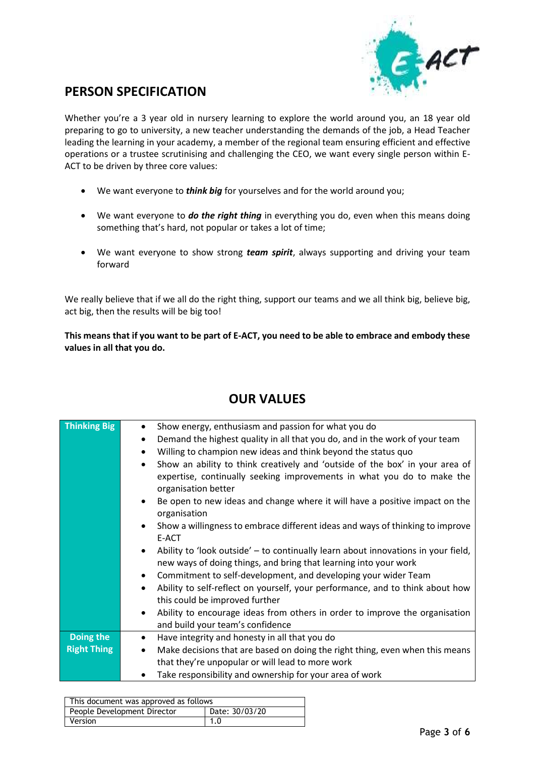# PERSON SPECIFICATION

Whether you're a 3 year old in nursery learning to explore the world around you, an 18 year old preparing to go to university, a new teacher understanding the demands of the job, a Head Teacher leading the learning in your academy, a member of the regional team ensuring efficient and effective operations or a trustee scrutinising and challenging the CEO, we want every single person within E-ACT to be driven by three core values:

- We want everyone to ***think big*** for yourselves and for the world around you;
- We want everyone to ***do the right thing*** in everything you do, even when this means doing something that's hard, not popular or takes a lot of time;
- We want everyone to show strong ***team spirit***, always supporting and driving your team forward

We really believe that if we all do the right thing, support our teams and we all think big, believe big, act big, then the results will be big too!

**This means that if you want to be part of E-ACT, you need to be able to embrace and embody these values in all that you do.**

## OUR VALUES

| | |
|---|---|
| **Thinking Big** | • Show energy, enthusiasm and passion for what you do<br>• Demand the highest quality in all that you do, and in the work of your team<br>• Willing to champion new ideas and think beyond the status quo<br>• Show an ability to think creatively and 'outside of the box' in your area of expertise, continually seeking improvements in what you do to make the organisation better<br>• Be open to new ideas and change where it will have a positive impact on the organisation<br>• Show a willingness to embrace different ideas and ways of thinking to improve E-ACT<br>• Ability to 'look outside' – to continually learn about innovations in your field, new ways of doing things, and bring that learning into your work<br>• Commitment to self-development, and developing your wider Team<br>• Ability to self-reflect on yourself, your performance, and to think about how this could be improved further<br>• Ability to encourage ideas from others in order to improve the organisation and build your team's confidence |
| **Doing the Right Thing** | • Have integrity and honesty in all that you do<br>• Make decisions that are based on doing the right thing, even when this means that they're unpopular or will lead to more work<br>• Take responsibility and ownership for your area of work |

| This document was approved as follows | |
|---|---|
| People Development Director | Date: 30/03/20 |
| Version | 1.0 |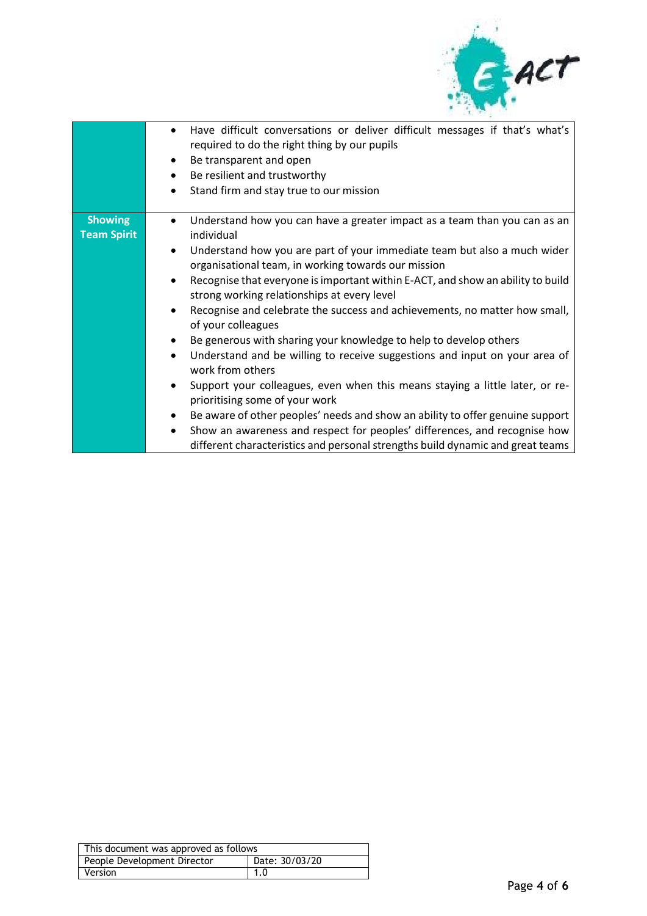| | |
|---|---|
| | • Have difficult conversations or deliver difficult messages if that's what's required to do the right thing by our pupils<br>• Be transparent and open<br>• Be resilient and trustworthy<br>• Stand firm and stay true to our mission |
| **Showing Team Spirit** | • Understand how you can have a greater impact as a team than you can as an individual<br>• Understand how you are part of your immediate team but also a much wider organisational team, in working towards our mission<br>• Recognise that everyone is important within E-ACT, and show an ability to build strong working relationships at every level<br>• Recognise and celebrate the success and achievements, no matter how small, of your colleagues<br>• Be generous with sharing your knowledge to help to develop others<br>• Understand and be willing to receive suggestions and input on your area of work from others<br>• Support your colleagues, even when this means staying a little later, or re-prioritising some of your work<br>• Be aware of other peoples' needs and show an ability to offer genuine support<br>• Show an awareness and respect for peoples' differences, and recognise how different characteristics and personal strengths build dynamic and great teams |

| This document was approved as follows | |
|---|---|
| People Development Director | Date: 30/03/20 |
| Version | 1.0 |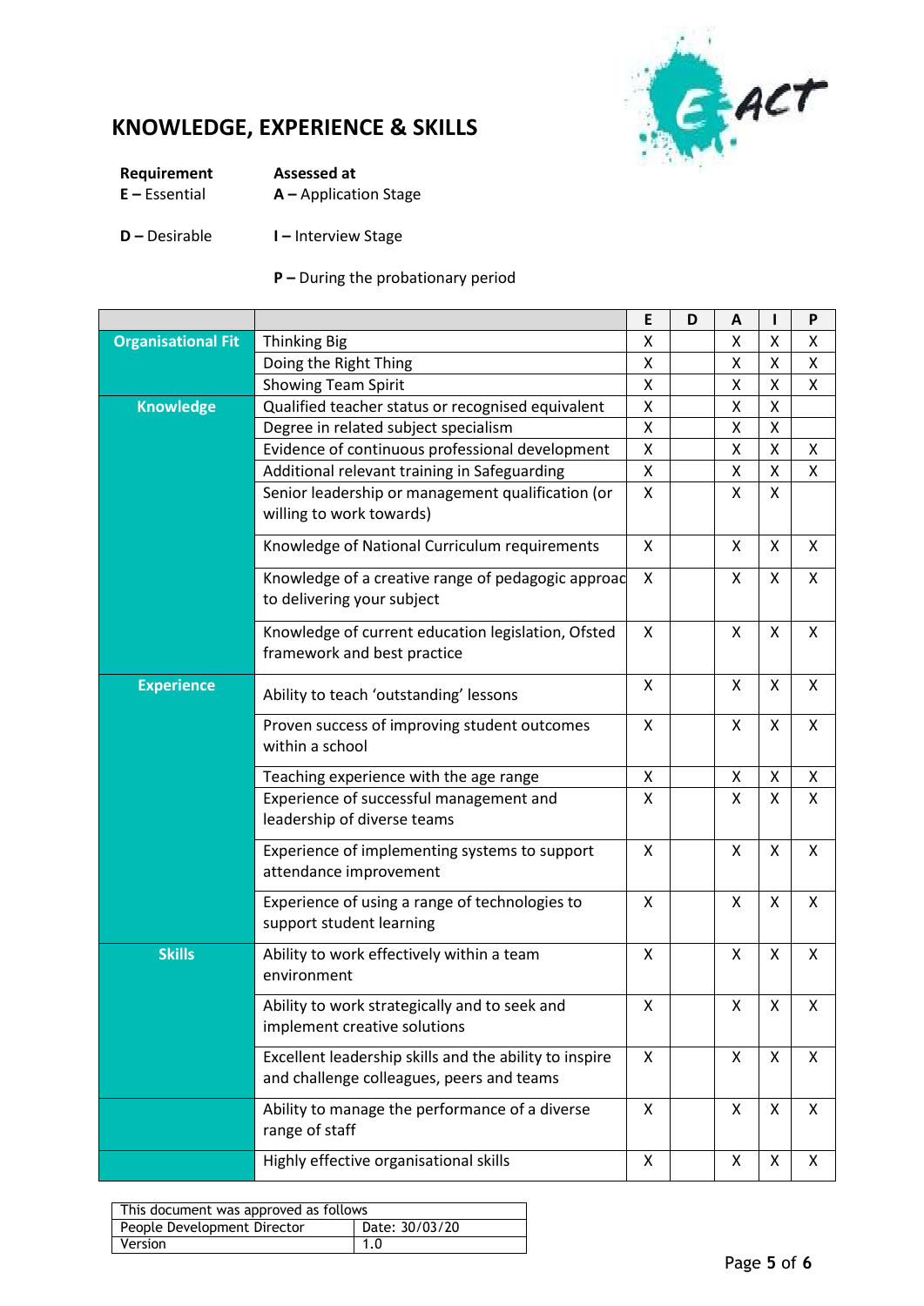# KNOWLEDGE, EXPERIENCE & SKILLS

**Requirement**
**E –** Essential

**D –** Desirable

**Assessed at**
**A –** Application Stage

**I –** Interview Stage

**P –** During the probationary period

| | | E | D | A | I | P |
|---|---|---|---|---|---|---|
| **Organisational Fit** | Thinking Big | X | | X | X | X |
| | Doing the Right Thing | X | | X | X | X |
| | Showing Team Spirit | X | | X | X | X |
| **Knowledge** | Qualified teacher status or recognised equivalent | X | | X | X | |
| | Degree in related subject specialism | X | | X | X | |
| | Evidence of continuous professional development | X | | X | X | X |
| | Additional relevant training in Safeguarding | X | | X | X | X |
| | Senior leadership or management qualification (or willing to work towards) | X | | X | X | |
| | Knowledge of National Curriculum requirements | X | | X | X | X |
| | Knowledge of a creative range of pedagogic approac to delivering your subject | X | | X | X | X |
| | Knowledge of current education legislation, Ofsted framework and best practice | X | | X | X | X |
| **Experience** | Ability to teach 'outstanding' lessons | X | | X | X | X |
| | Proven success of improving student outcomes within a school | X | | X | X | X |
| | Teaching experience with the age range | X | | X | X | X |
| | Experience of successful management and leadership of diverse teams | X | | X | X | X |
| | Experience of implementing systems to support attendance improvement | X | | X | X | X |
| | Experience of using a range of technologies to support student learning | X | | X | X | X |
| **Skills** | Ability to work effectively within a team environment | X | | X | X | X |
| | Ability to work strategically and to seek and implement creative solutions | X | | X | X | X |
| | Excellent leadership skills and the ability to inspire and challenge colleagues, peers and teams | X | | X | X | X |
| | Ability to manage the performance of a diverse range of staff | X | | X | X | X |
| | Highly effective organisational skills | X | | X | X | X |

| This document was approved as follows | |
|---|---|
| People Development Director | Date: 30/03/20 |
| Version | 1.0 |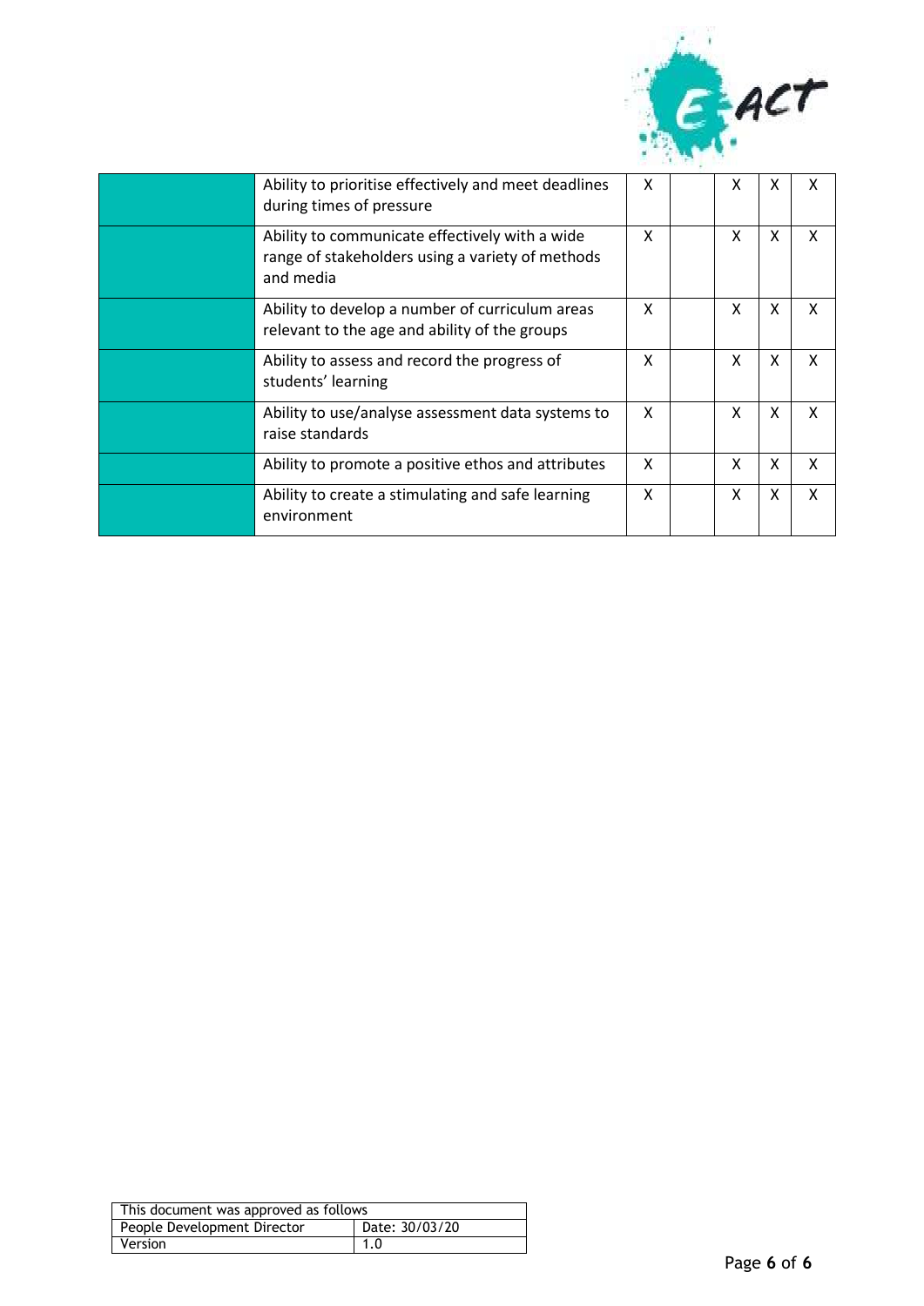| | | | | | | |
|---|---|---|---|---|---|---|
| | Ability to prioritise effectively and meet deadlines during times of pressure | X | | X | X | X |
| | Ability to communicate effectively with a wide range of stakeholders using a variety of methods and media | X | | X | X | X |
| | Ability to develop a number of curriculum areas relevant to the age and ability of the groups | X | | X | X | X |
| | Ability to assess and record the progress of students' learning | X | | X | X | X |
| | Ability to use/analyse assessment data systems to raise standards | X | | X | X | X |
| | Ability to promote a positive ethos and attributes | X | | X | X | X |
| | Ability to create a stimulating and safe learning environment | X | | X | X | X |

| This document was approved as follows | |
|---|---|
| People Development Director | Date: 30/03/20 |
| Version | 1.0 |